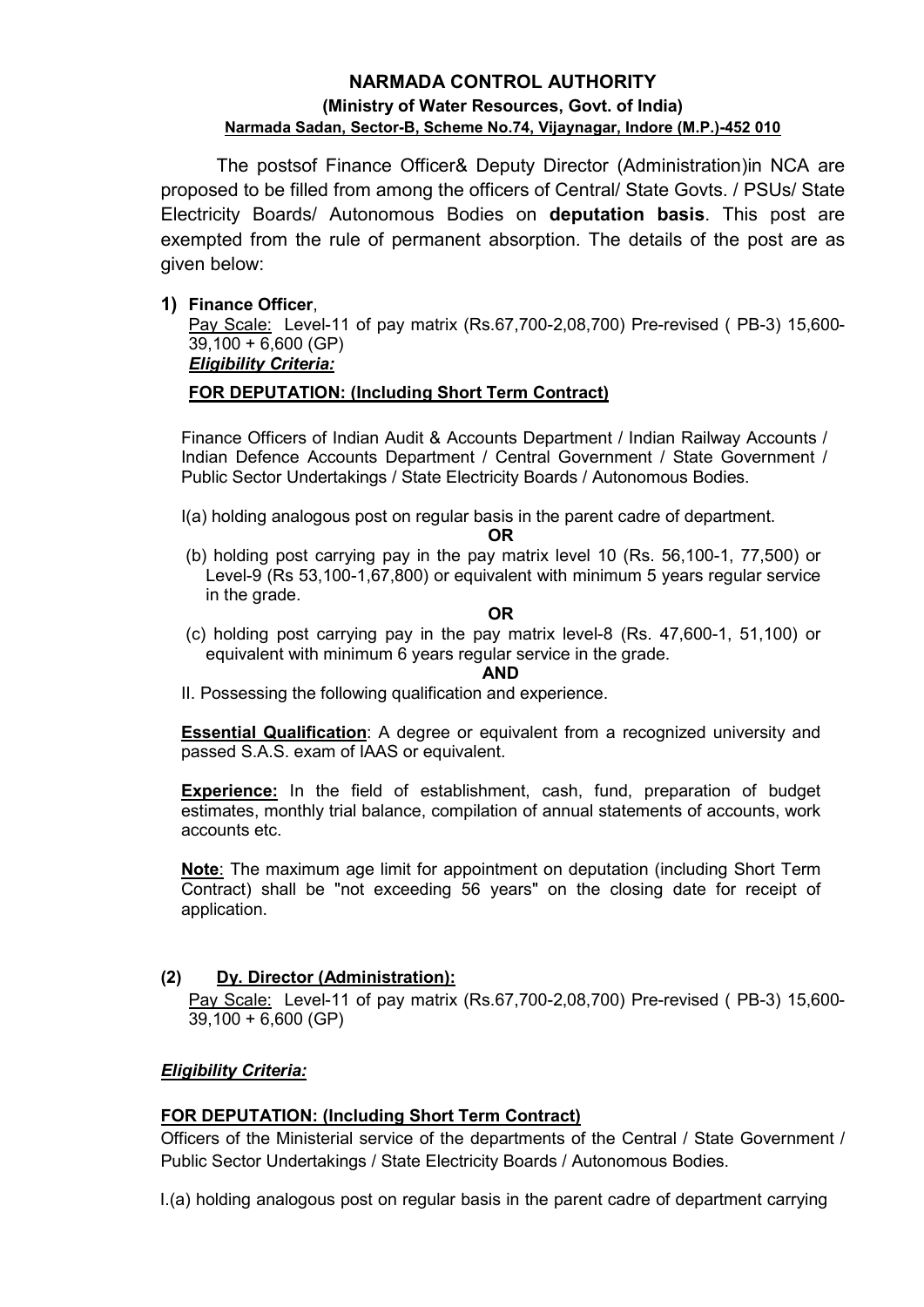# NARMADA CONTROL AUTHORITY

**(Ministry of Water Resources, Govt. of India)**

**Narmada Sadan, Sector-B, Scheme No.74, Vijaynagar, Indore (M.P.)-452 010**

The postsof Finance Officer& Deputy Director (Administration)in NCA are proposed to be filled from among the officers of Central/ State Govts. / PSUs/ State Electricity Boards/ Autonomous Bodies on **deputation basis**. This post are exempted from the rule of permanent absorption. The details of the post are as given below:

**1) Finance Officer**,

Pay Scale: Level-11 of pay matrix (Rs.67,700-2,08,700) Pre-revised ( PB-3) 15,600-39,100 + 6,600 (GP)

***Eligibility Criteria:***

**FOR DEPUTATION: (Including Short Term Contract)**

Finance Officers of Indian Audit & Accounts Department / Indian Railway Accounts / Indian Defence Accounts Department / Central Government / State Government / Public Sector Undertakings / State Electricity Boards / Autonomous Bodies.

I(a) holding analogous post on regular basis in the parent cadre of department.

**OR**

(b) holding post carrying pay in the pay matrix level 10 (Rs. 56,100-1, 77,500) or Level-9 (Rs 53,100-1,67,800) or equivalent with minimum 5 years regular service in the grade.

**OR**

(c) holding post carrying pay in the pay matrix level-8 (Rs. 47,600-1, 51,100) or equivalent with minimum 6 years regular service in the grade.

**AND**

II. Possessing the following qualification and experience.

**Essential Qualification**: A degree or equivalent from a recognized university and passed S.A.S. exam of IAAS or equivalent.

**Experience:** In the field of establishment, cash, fund, preparation of budget estimates, monthly trial balance, compilation of annual statements of accounts, work accounts etc.

**Note**: The maximum age limit for appointment on deputation (including Short Term Contract) shall be "not exceeding 56 years" on the closing date for receipt of application.

**(2) Dy. Director (Administration):**

Pay Scale: Level-11 of pay matrix (Rs.67,700-2,08,700) Pre-revised ( PB-3) 15,600-39,100 + 6,600 (GP)

***Eligibility Criteria:***

**FOR DEPUTATION: (Including Short Term Contract)**

Officers of the Ministerial service of the departments of the Central / State Government / Public Sector Undertakings / State Electricity Boards / Autonomous Bodies.

I.(a) holding analogous post on regular basis in the parent cadre of department carrying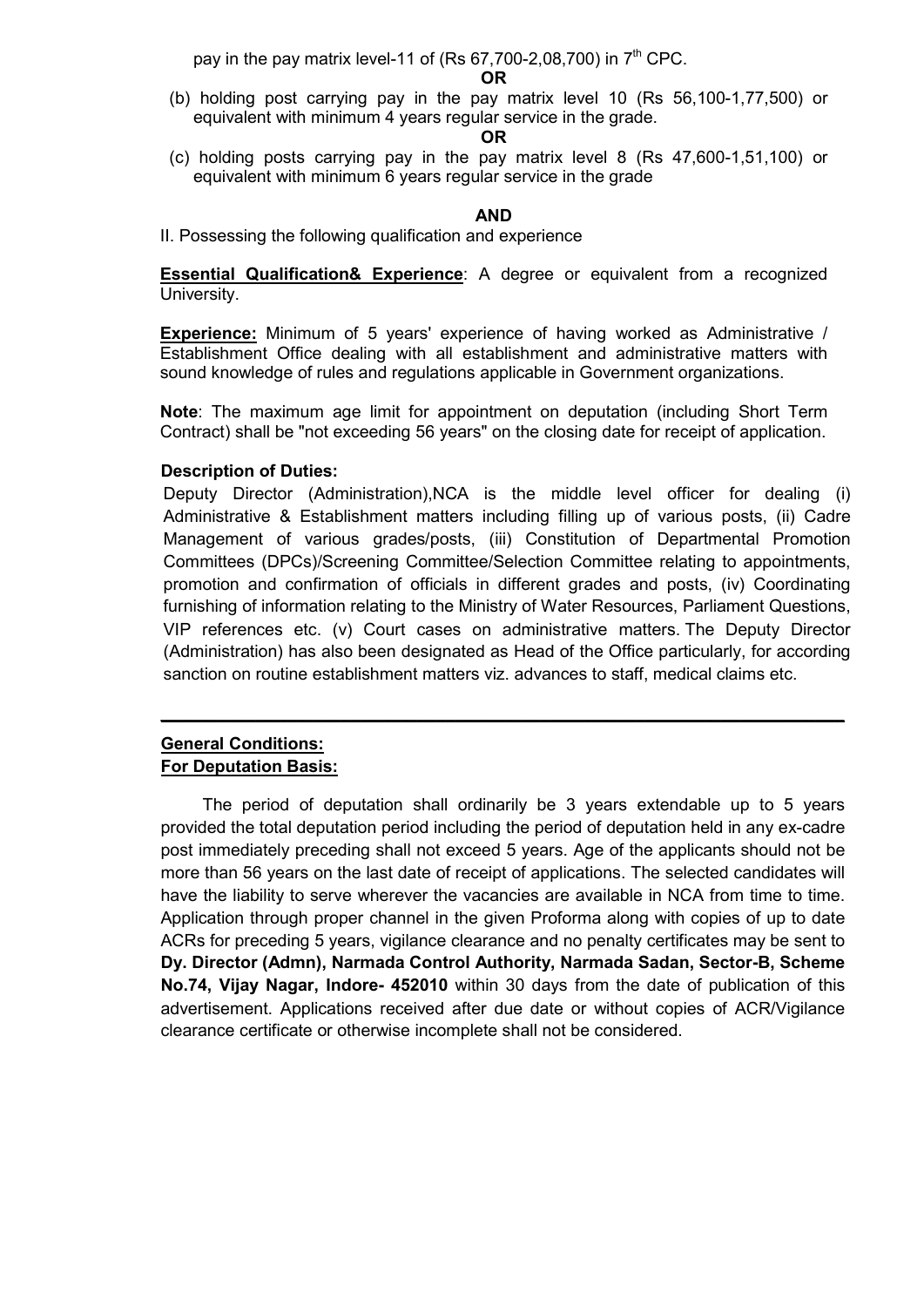pay in the pay matrix level-11 of (Rs 67,700-2,08,700) in 7th CPC.

**OR**

(b) holding post carrying pay in the pay matrix level 10 (Rs 56,100-1,77,500) or equivalent with minimum 4 years regular service in the grade.

**OR**

(c) holding posts carrying pay in the pay matrix level 8 (Rs 47,600-1,51,100) or equivalent with minimum 6 years regular service in the grade

**AND**

II. Possessing the following qualification and experience

**Essential Qualification& Experience**: A degree or equivalent from a recognized University.

**Experience:** Minimum of 5 years' experience of having worked as Administrative / Establishment Office dealing with all establishment and administrative matters with sound knowledge of rules and regulations applicable in Government organizations.

**Note**: The maximum age limit for appointment on deputation (including Short Term Contract) shall be "not exceeding 56 years" on the closing date for receipt of application.

**Description of Duties:**

Deputy Director (Administration),NCA is the middle level officer for dealing (i) Administrative & Establishment matters including filling up of various posts, (ii) Cadre Management of various grades/posts, (iii) Constitution of Departmental Promotion Committees (DPCs)/Screening Committee/Selection Committee relating to appointments, promotion and confirmation of officials in different grades and posts, (iv) Coordinating furnishing of information relating to the Ministry of Water Resources, Parliament Questions, VIP references etc. (v) Court cases on administrative matters. The Deputy Director (Administration) has also been designated as Head of the Office particularly, for according sanction on routine establishment matters viz. advances to staff, medical claims etc.

---

**General Conditions:**

**For Deputation Basis:**

The period of deputation shall ordinarily be 3 years extendable up to 5 years provided the total deputation period including the period of deputation held in any ex-cadre post immediately preceding shall not exceed 5 years. Age of the applicants should not be more than 56 years on the last date of receipt of applications. The selected candidates will have the liability to serve wherever the vacancies are available in NCA from time to time. Application through proper channel in the given Proforma along with copies of up to date ACRs for preceding 5 years, vigilance clearance and no penalty certificates may be sent to **Dy. Director (Admn), Narmada Control Authority, Narmada Sadan, Sector-B, Scheme No.74, Vijay Nagar, Indore- 452010** within 30 days from the date of publication of this advertisement. Applications received after due date or without copies of ACR/Vigilance clearance certificate or otherwise incomplete shall not be considered.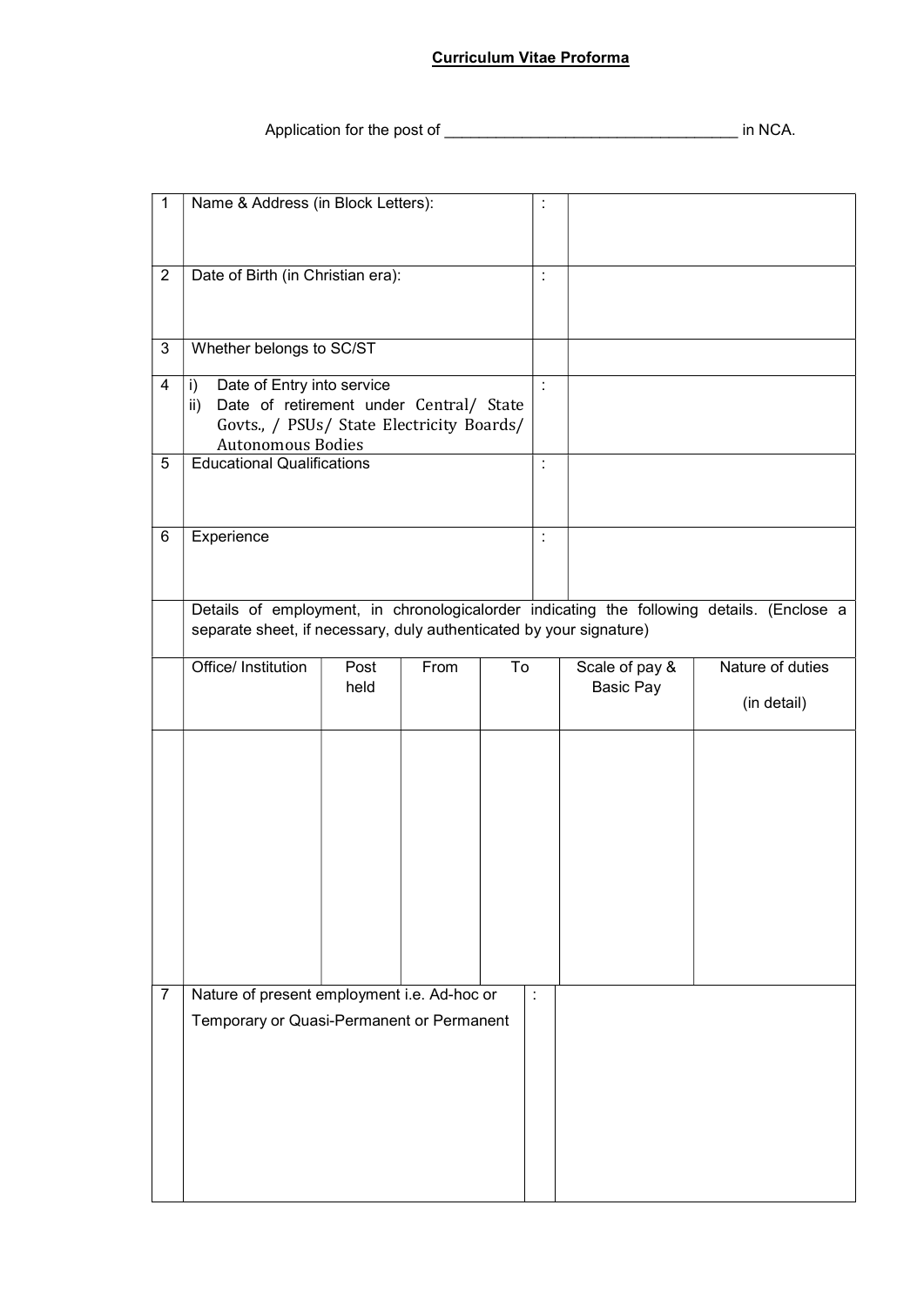**Curriculum Vitae Proforma**

Application for the post of ___________________________________ in NCA.

| | | | |
|---|---|---|---|
| 1 | Name & Address (in Block Letters): | : | |
| 2 | Date of Birth (in Christian era): | : | |
| 3 | Whether belongs to SC/ST | | |
| 4 | i) Date of Entry into service<br>ii) Date of retirement under Central/ State Govts., / PSUs/ State Electricity Boards/ Autonomous Bodies | : | |
| 5 | Educational Qualifications | : | |
| 6 | Experience | : | |

Details of employment, in chronologicalorder indicating the following details. (Enclose a separate sheet, if necessary, duly authenticated by your signature)

| Office/ Institution | Post held | From | To | Scale of pay & Basic Pay | Nature of duties (in detail) |
|---|---|---|---|---|---|
| | | | | | |

| | | | |
|---|---|---|---|
| 7 | Nature of present employment i.e. Ad-hoc or Temporary or Quasi-Permanent or Permanent | : | |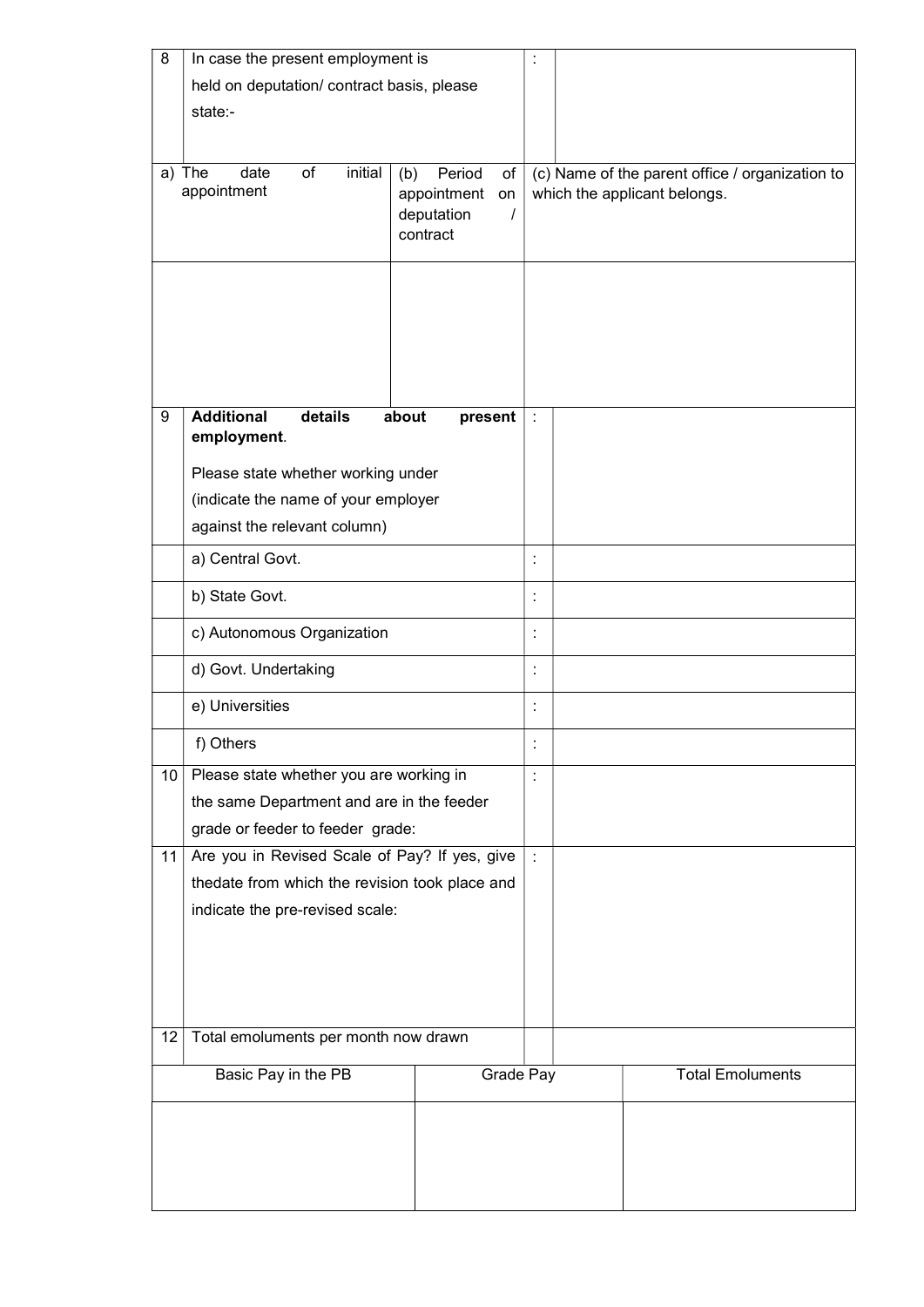| 8 | In case the present employment is held on deputation/ contract basis, please state:- | : | |
|---|---|---|---|

| a) The date of initial appointment | (b) Period of appointment on deputation / contract | (c) Name of the parent office / organization to which the applicant belongs. |
|---|---|---|
| | | |

| 9 | **Additional details about present employment**. Please state whether working under (indicate the name of your employer against the relevant column) | : | |
|---|---|---|---|
| | a) Central Govt. | : | |
| | b) State Govt. | : | |
| | c) Autonomous Organization | : | |
| | d) Govt. Undertaking | : | |
| | e) Universities | : | |
| | f) Others | : | |
| 10 | Please state whether you are working in the same Department and are in the feeder grade or feeder to feeder grade: | : | |
| 11 | Are you in Revised Scale of Pay? If yes, give thedate from which the revision took place and indicate the pre-revised scale: | : | |
| 12 | Total emoluments per month now drawn | | |

| Basic Pay in the PB | Grade Pay | Total Emoluments |
|---|---|---|
| | | |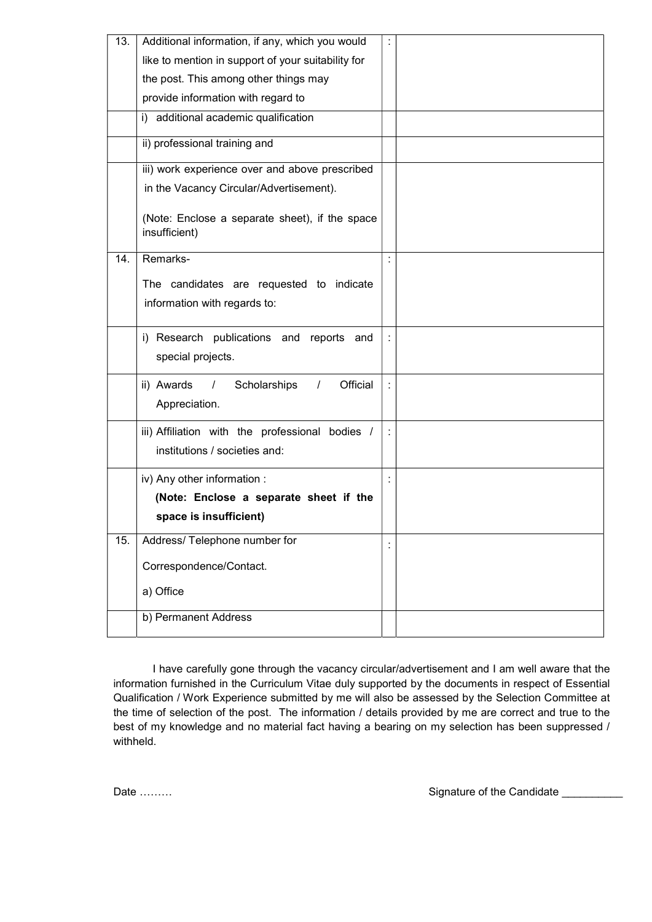| 13. | Additional information, if any, which you would like to mention in support of your suitability for the post. This among other things may provide information with regard to | : | |
|---|---|---|---|
| | i) additional academic qualification | | |
| | ii) professional training and | | |
| | iii) work experience over and above prescribed in the Vacancy Circular/Advertisement).<br><br>(Note: Enclose a separate sheet), if the space insufficient) | | |
| 14. | Remarks-<br><br>The candidates are requested to indicate information with regards to: | : | |
| | i) Research publications and reports and special projects. | : | |
| | ii) Awards / Scholarships / Official Appreciation. | : | |
| | iii) Affiliation with the professional bodies / institutions / societies and: | : | |
| | iv) Any other information :<br>**(Note: Enclose a separate sheet if the space is insufficient)** | : | |
| 15. | Address/ Telephone number for Correspondence/Contact.<br><br>a) Office | : | |
| | b) Permanent Address | | |

I have carefully gone through the vacancy circular/advertisement and I am well aware that the information furnished in the Curriculum Vitae duly supported by the documents in respect of Essential Qualification / Work Experience submitted by me will also be assessed by the Selection Committee at the time of selection of the post. The information / details provided by me are correct and true to the best of my knowledge and no material fact having a bearing on my selection has been suppressed / withheld.

Date ………

Signature of the Candidate __________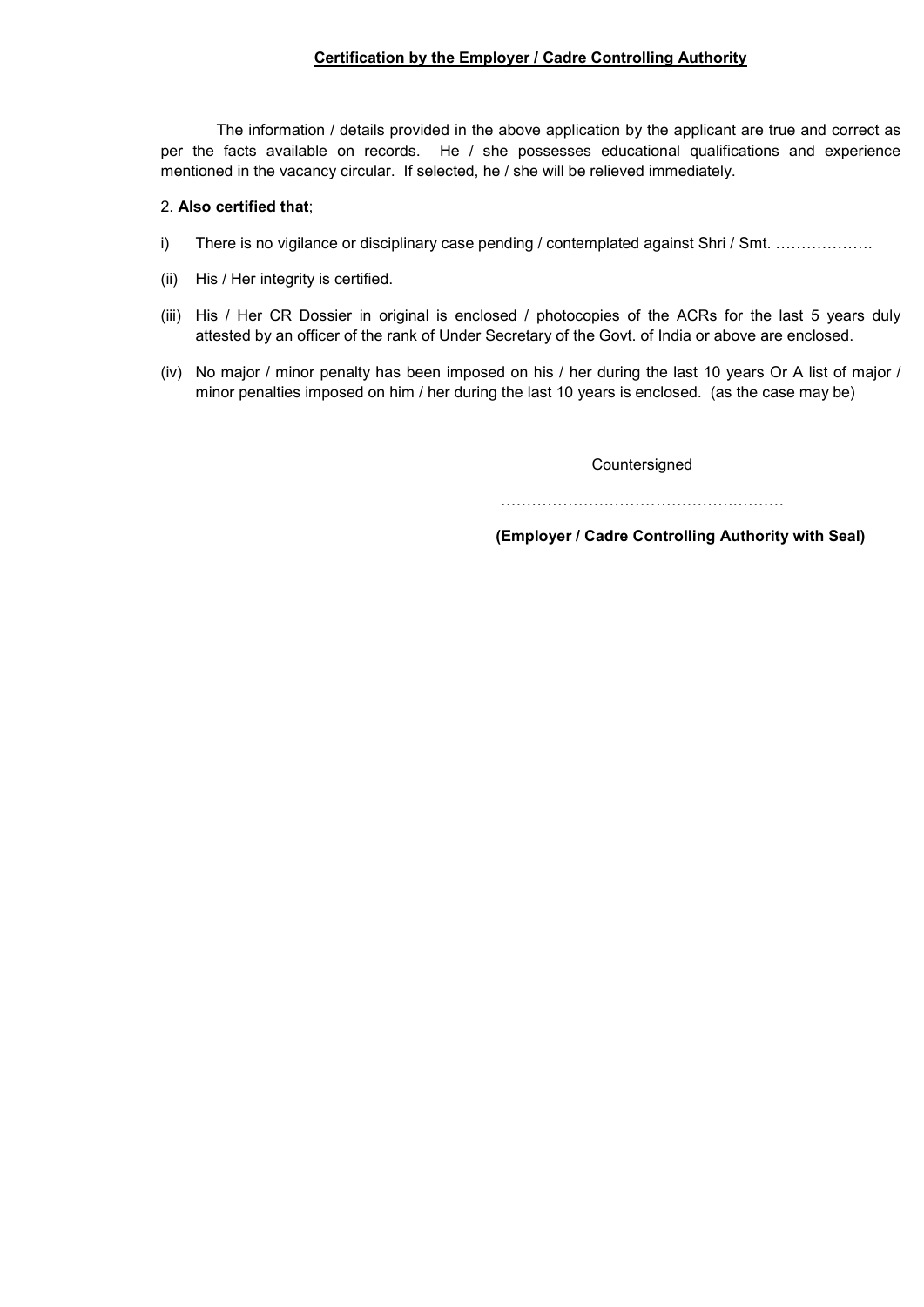## <u>Certification by the Employer / Cadre Controlling Authority</u>

The information / details provided in the above application by the applicant are true and correct as per the facts available on records. He / she possesses educational qualifications and experience mentioned in the vacancy circular. If selected, he / she will be relieved immediately.

2. **Also certified that**;

i) There is no vigilance or disciplinary case pending / contemplated against Shri / Smt. ……………….

(ii) His / Her integrity is certified.

(iii) His / Her CR Dossier in original is enclosed / photocopies of the ACRs for the last 5 years duly attested by an officer of the rank of Under Secretary of the Govt. of India or above are enclosed.

(iv) No major / minor penalty has been imposed on his / her during the last 10 years Or A list of major / minor penalties imposed on him / her during the last 10 years is enclosed. (as the case may be)

Countersigned

………………………………………………

**(Employer / Cadre Controlling Authority with Seal)**